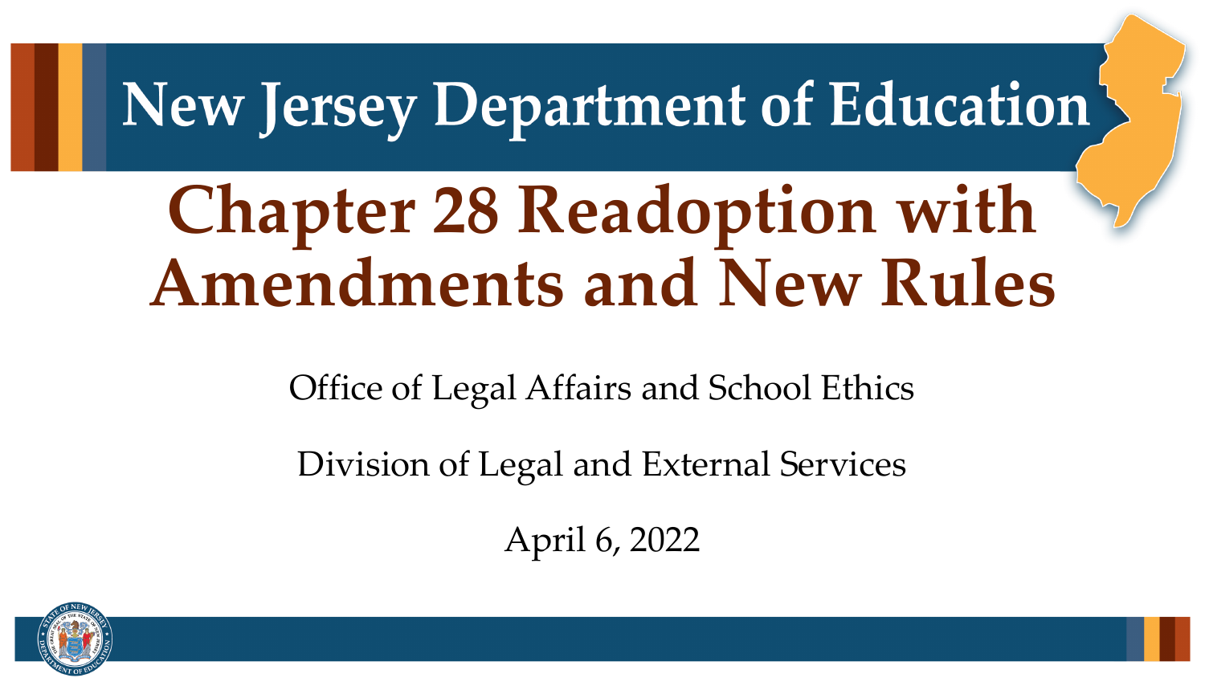New Jersey Department of Education

# Chapter 28 Readoption with Amendments and New Rules

Office of Legal Affairs and School Ethics

Division of Legal and External Services

April 6, 2022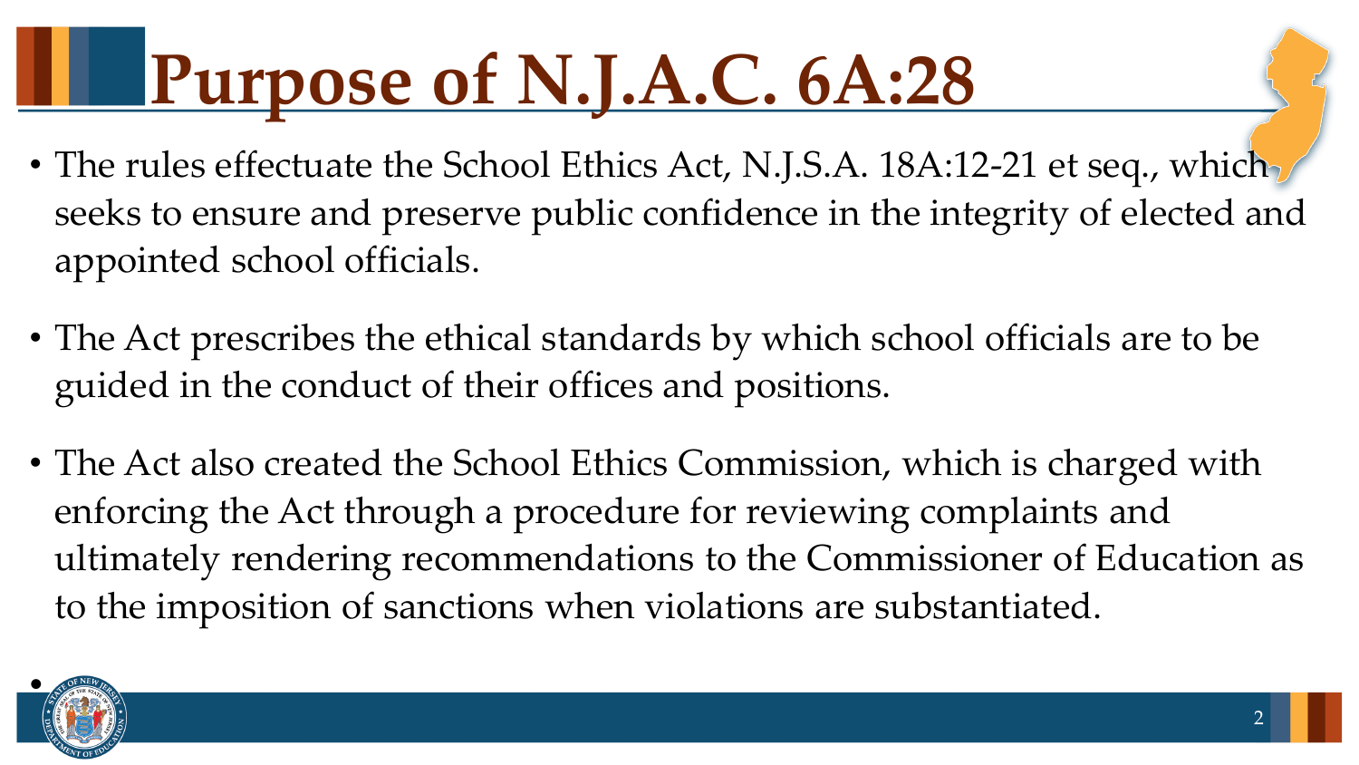# Purpose of N.J.A.C. 6A:28

- The rules effectuate the School Ethics Act, N.J.S.A. 18A:12-21 et seq., which seeks to ensure and preserve public confidence in the integrity of elected and appointed school officials.

- The Act prescribes the ethical standards by which school officials are to be guided in the conduct of their offices and positions.

- The Act also created the School Ethics Commission, which is charged with enforcing the Act through a procedure for reviewing complaints and ultimately rendering recommendations to the Commissioner of Education as to the imposition of sanctions when violations are substantiated.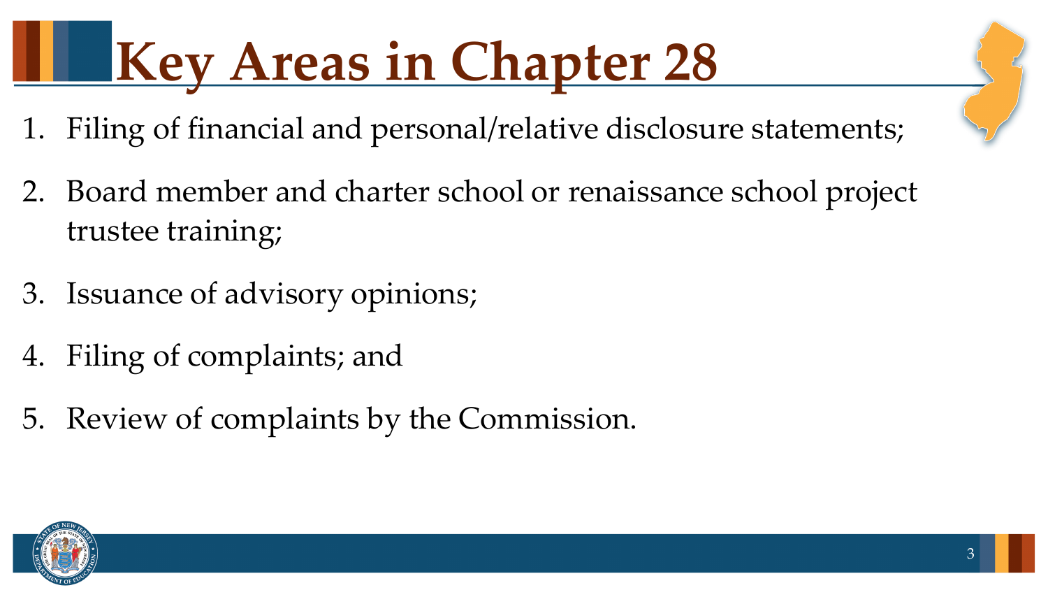# Key Areas in Chapter 28

1. Filing of financial and personal/relative disclosure statements;
2. Board member and charter school or renaissance school project trustee training;
3. Issuance of advisory opinions;
4. Filing of complaints; and
5. Review of complaints by the Commission.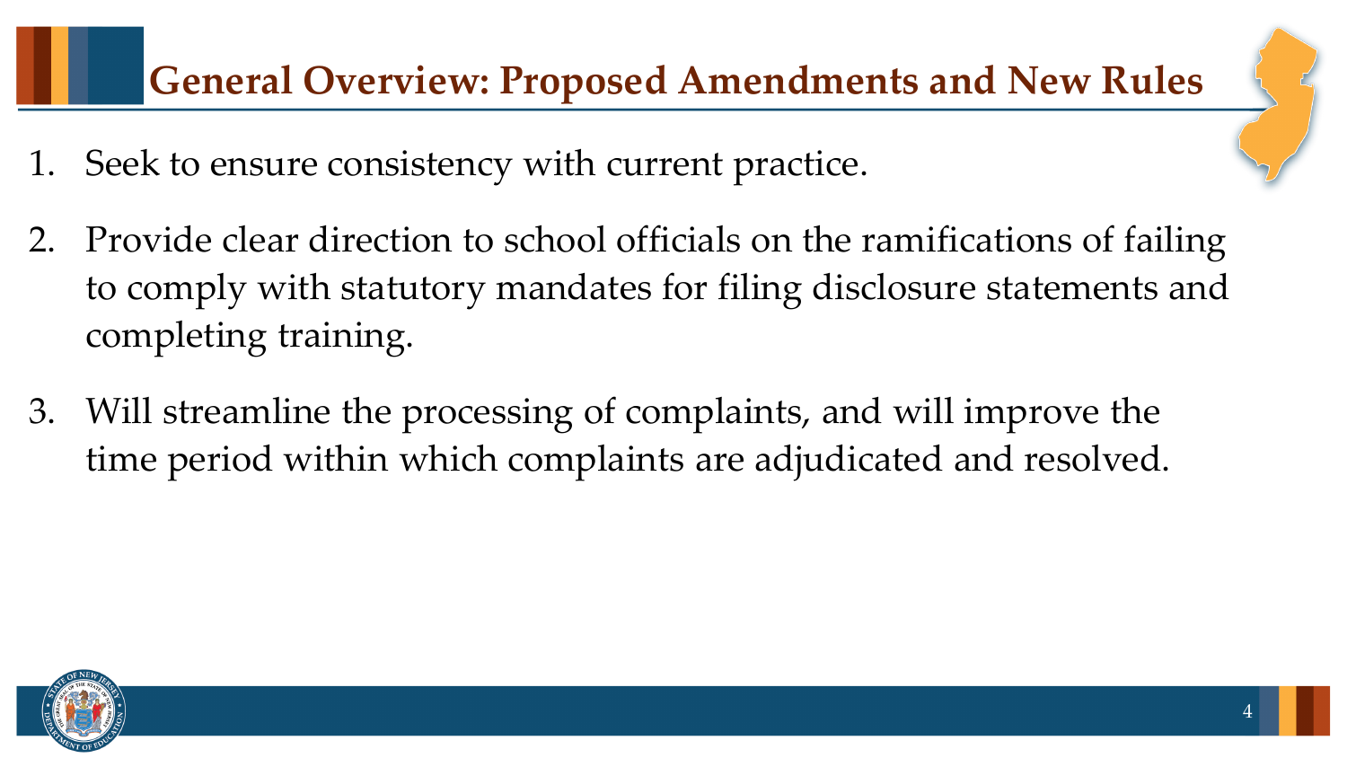# General Overview: Proposed Amendments and New Rules

1. Seek to ensure consistency with current practice.
2. Provide clear direction to school officials on the ramifications of failing to comply with statutory mandates for filing disclosure statements and completing training.
3. Will streamline the processing of complaints, and will improve the time period within which complaints are adjudicated and resolved.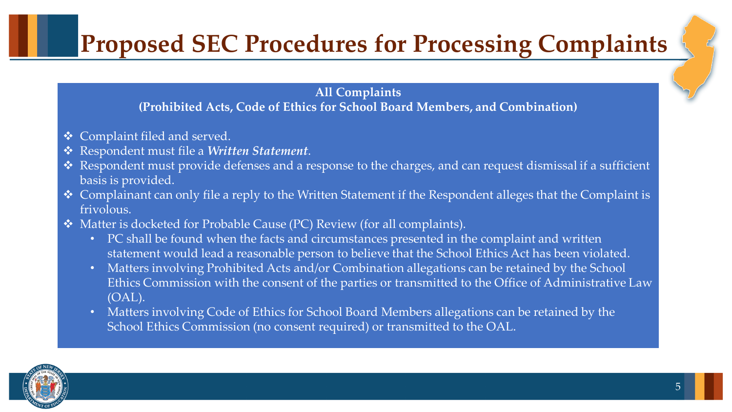# Proposed SEC Procedures for Processing Complaints

**All Complaints**
**(Prohibited Acts, Code of Ethics for School Board Members, and Combination)**

- Complaint filed and served.
- Respondent must file a ***Written Statement***.
- Respondent must provide defenses and a response to the charges, and can request dismissal if a sufficient basis is provided.
- Complainant can only file a reply to the Written Statement if the Respondent alleges that the Complaint is frivolous.
- Matter is docketed for Probable Cause (PC) Review (for all complaints).
  - PC shall be found when the facts and circumstances presented in the complaint and written statement would lead a reasonable person to believe that the School Ethics Act has been violated.
  - Matters involving Prohibited Acts and/or Combination allegations can be retained by the School Ethics Commission with the consent of the parties or transmitted to the Office of Administrative Law (OAL).
  - Matters involving Code of Ethics for School Board Members allegations can be retained by the School Ethics Commission (no consent required) or transmitted to the OAL.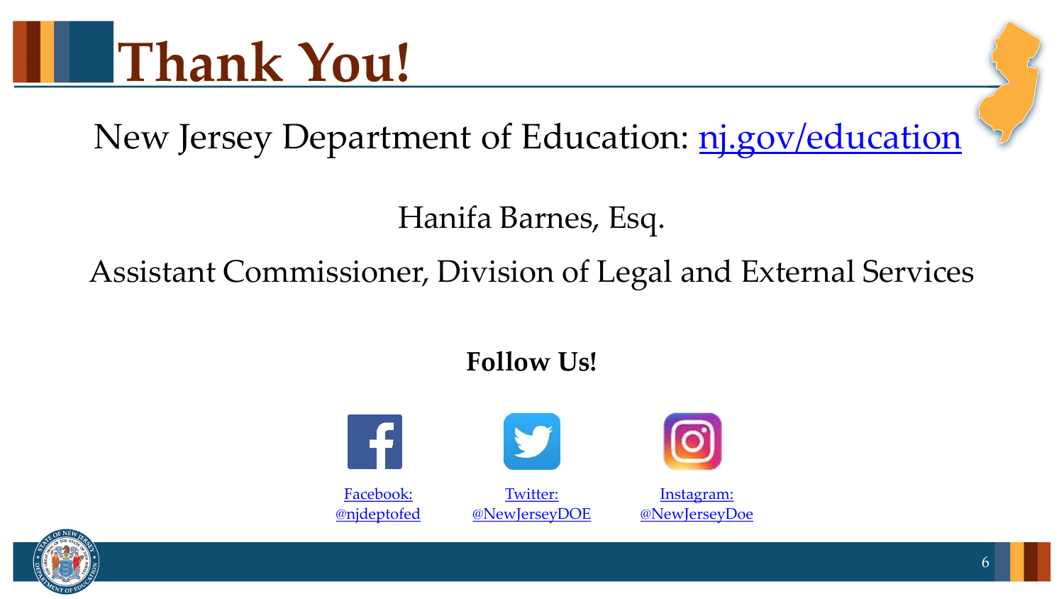# Thank You!

New Jersey Department of Education: nj.gov/education

Hanifa Barnes, Esq.

Assistant Commissioner, Division of Legal and External Services

**Follow Us!**

Facebook: @njdeptofed

Twitter: @NewJerseyDOE

Instagram: @NewJerseyDoe